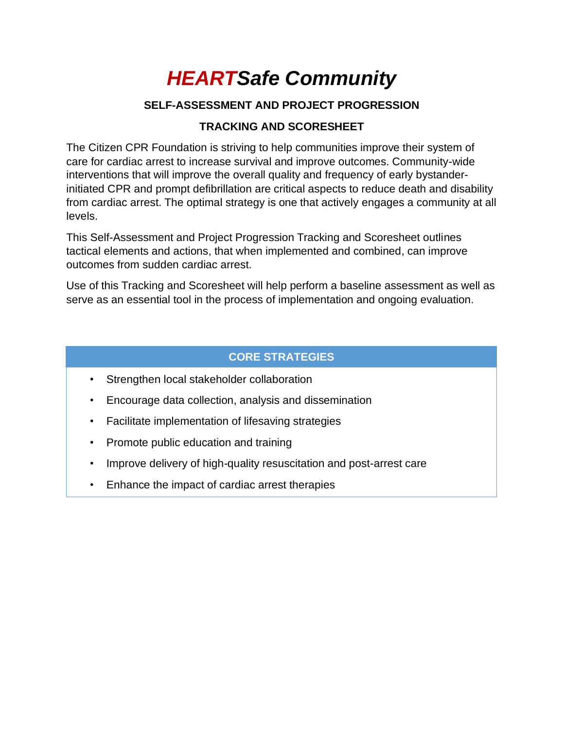# ***HEARTSafe Community***

**SELF-ASSESSMENT AND PROJECT PROGRESSION**

**TRACKING AND SCORESHEET**

The Citizen CPR Foundation is striving to help communities improve their system of care for cardiac arrest to increase survival and improve outcomes. Community-wide interventions that will improve the overall quality and frequency of early bystander-initiated CPR and prompt defibrillation are critical aspects to reduce death and disability from cardiac arrest. The optimal strategy is one that actively engages a community at all levels.

This Self-Assessment and Project Progression Tracking and Scoresheet outlines tactical elements and actions, that when implemented and combined, can improve outcomes from sudden cardiac arrest.

Use of this Tracking and Scoresheet will help perform a baseline assessment as well as serve as an essential tool in the process of implementation and ongoing evaluation.

| CORE STRATEGIES |
|---|
| • Strengthen local stakeholder collaboration |
| • Encourage data collection, analysis and dissemination |
| • Facilitate implementation of lifesaving strategies |
| • Promote public education and training |
| • Improve delivery of high-quality resuscitation and post-arrest care |
| • Enhance the impact of cardiac arrest therapies |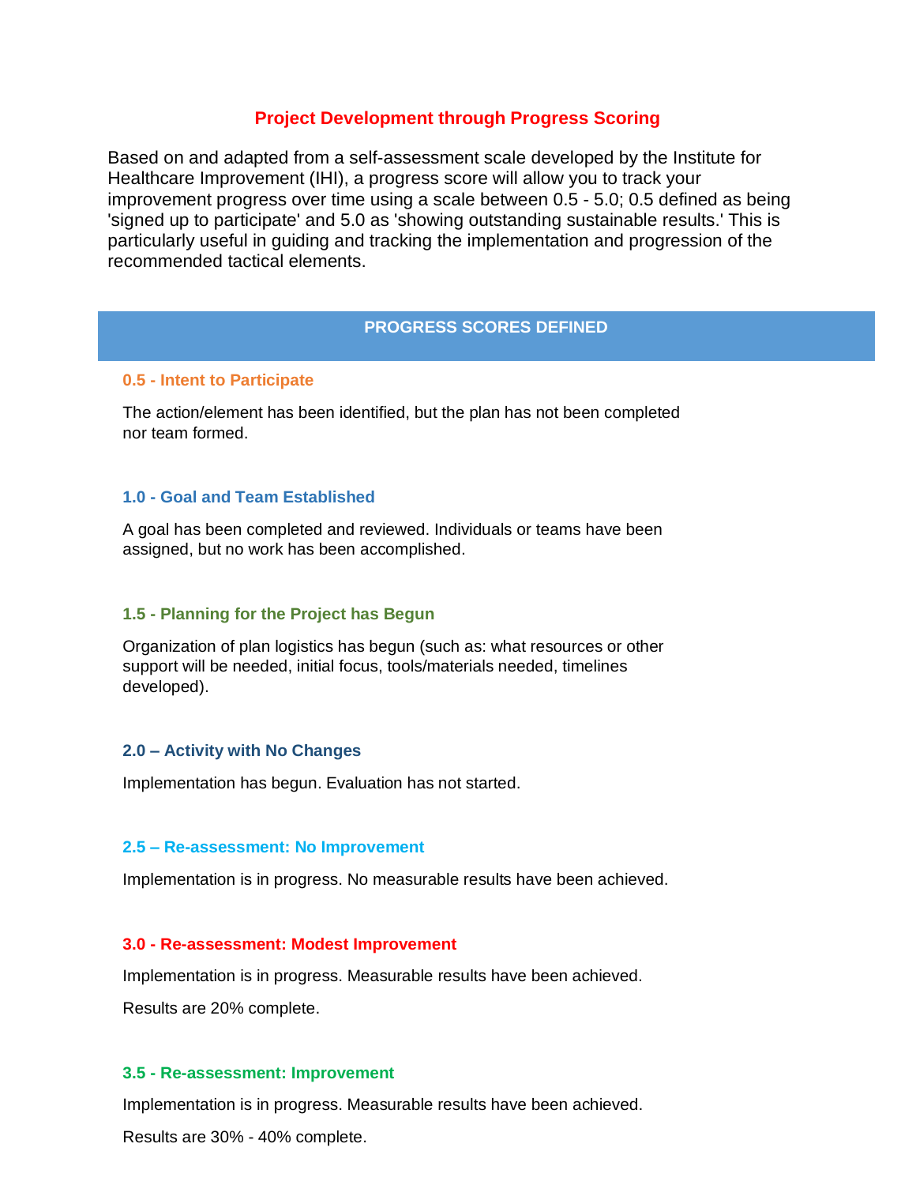# Project Development through Progress Scoring

Based on and adapted from a self-assessment scale developed by the Institute for Healthcare Improvement (IHI), a progress score will allow you to track your improvement progress over time using a scale between 0.5 - 5.0; 0.5 defined as being 'signed up to participate' and 5.0 as 'showing outstanding sustainable results.' This is particularly useful in guiding and tracking the implementation and progression of the recommended tactical elements.

## PROGRESS SCORES DEFINED

### 0.5 - Intent to Participate

The action/element has been identified, but the plan has not been completed nor team formed.

### 1.0 - Goal and Team Established

A goal has been completed and reviewed. Individuals or teams have been assigned, but no work has been accomplished.

### 1.5 - Planning for the Project has Begun

Organization of plan logistics has begun (such as: what resources or other support will be needed, initial focus, tools/materials needed, timelines developed).

### 2.0 – Activity with No Changes

Implementation has begun. Evaluation has not started.

### 2.5 – Re-assessment: No Improvement

Implementation is in progress. No measurable results have been achieved.

### 3.0 - Re-assessment: Modest Improvement

Implementation is in progress. Measurable results have been achieved.

Results are 20% complete.

### 3.5 - Re-assessment: Improvement

Implementation is in progress. Measurable results have been achieved.

Results are 30% - 40% complete.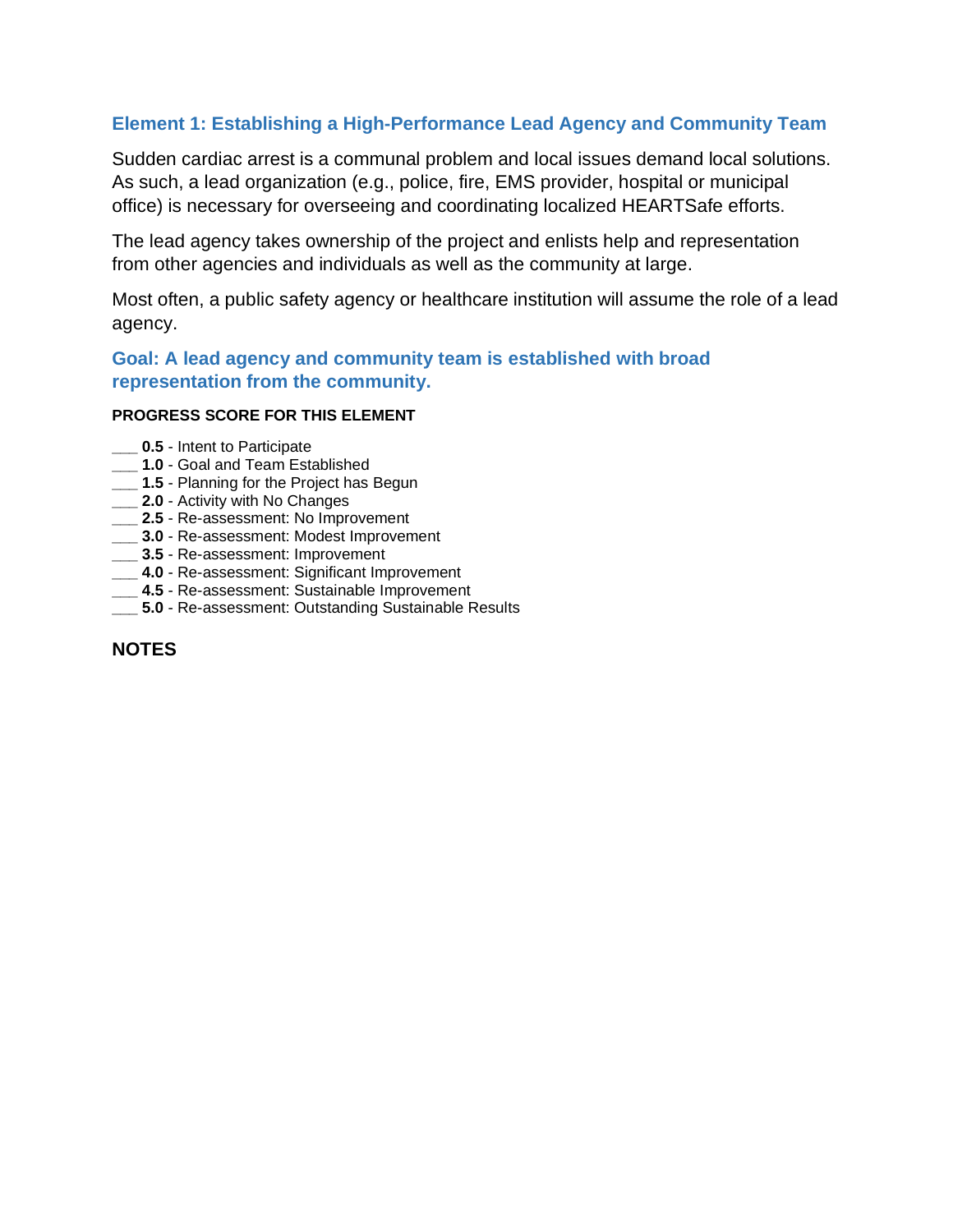## Element 1: Establishing a High-Performance Lead Agency and Community Team

Sudden cardiac arrest is a communal problem and local issues demand local solutions. As such, a lead organization (e.g., police, fire, EMS provider, hospital or municipal office) is necessary for overseeing and coordinating localized HEARTSafe efforts.

The lead agency takes ownership of the project and enlists help and representation from other agencies and individuals as well as the community at large.

Most often, a public safety agency or healthcare institution will assume the role of a lead agency.

### Goal: A lead agency and community team is established with broad representation from the community.

**PROGRESS SCORE FOR THIS ELEMENT**

___ **0.5** - Intent to Participate
___ **1.0** - Goal and Team Established
___ **1.5** - Planning for the Project has Begun
___ **2.0** - Activity with No Changes
___ **2.5** - Re-assessment: No Improvement
___ **3.0** - Re-assessment: Modest Improvement
___ **3.5** - Re-assessment: Improvement
___ **4.0** - Re-assessment: Significant Improvement
___ **4.5** - Re-assessment: Sustainable Improvement
___ **5.0** - Re-assessment: Outstanding Sustainable Results

**NOTES**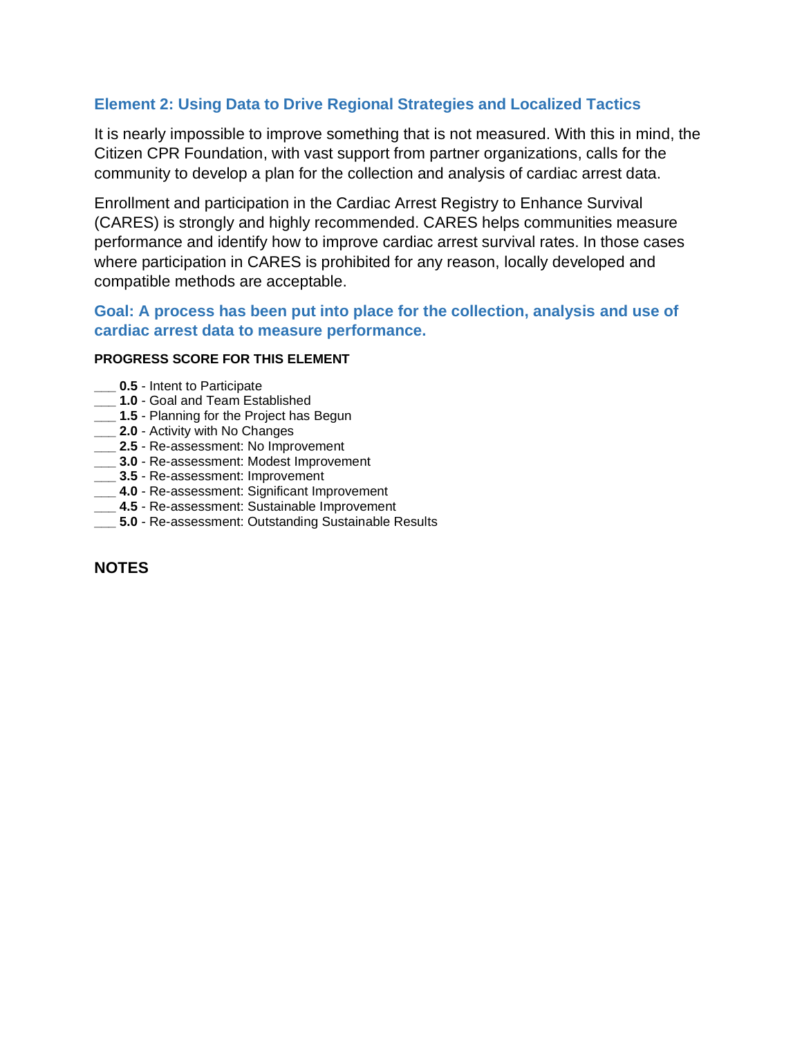## Element 2: Using Data to Drive Regional Strategies and Localized Tactics

It is nearly impossible to improve something that is not measured. With this in mind, the Citizen CPR Foundation, with vast support from partner organizations, calls for the community to develop a plan for the collection and analysis of cardiac arrest data.

Enrollment and participation in the Cardiac Arrest Registry to Enhance Survival (CARES) is strongly and highly recommended. CARES helps communities measure performance and identify how to improve cardiac arrest survival rates. In those cases where participation in CARES is prohibited for any reason, locally developed and compatible methods are acceptable.

### Goal: A process has been put into place for the collection, analysis and use of cardiac arrest data to measure performance.

**PROGRESS SCORE FOR THIS ELEMENT**

___ **0.5** - Intent to Participate
___ **1.0** - Goal and Team Established
___ **1.5** - Planning for the Project has Begun
___ **2.0** - Activity with No Changes
___ **2.5** - Re-assessment: No Improvement
___ **3.0** - Re-assessment: Modest Improvement
___ **3.5** - Re-assessment: Improvement
___ **4.0** - Re-assessment: Significant Improvement
___ **4.5** - Re-assessment: Sustainable Improvement
___ **5.0** - Re-assessment: Outstanding Sustainable Results

**NOTES**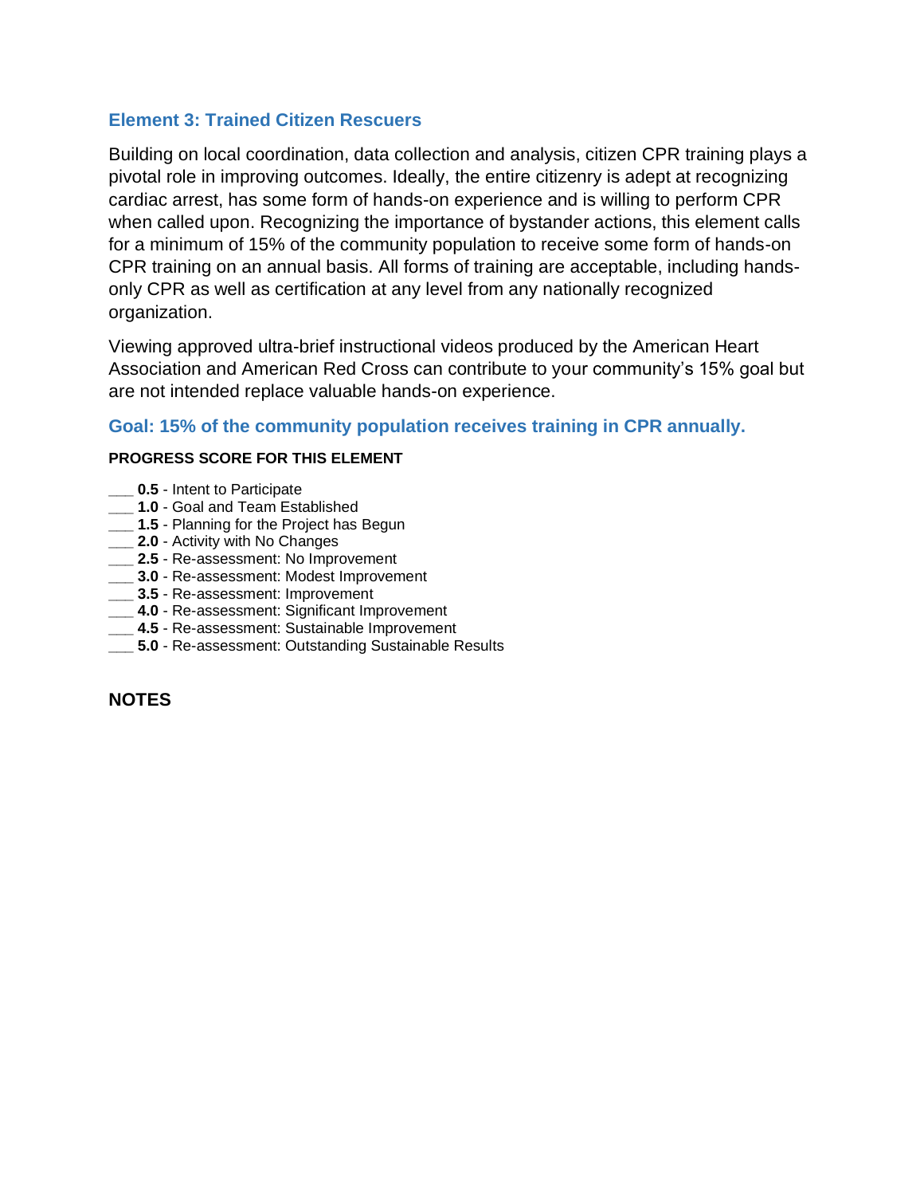## Element 3: Trained Citizen Rescuers

Building on local coordination, data collection and analysis, citizen CPR training plays a pivotal role in improving outcomes. Ideally, the entire citizenry is adept at recognizing cardiac arrest, has some form of hands-on experience and is willing to perform CPR when called upon. Recognizing the importance of bystander actions, this element calls for a minimum of 15% of the community population to receive some form of hands-on CPR training on an annual basis. All forms of training are acceptable, including hands-only CPR as well as certification at any level from any nationally recognized organization.

Viewing approved ultra-brief instructional videos produced by the American Heart Association and American Red Cross can contribute to your community's 15% goal but are not intended replace valuable hands-on experience.

### Goal: 15% of the community population receives training in CPR annually.

**PROGRESS SCORE FOR THIS ELEMENT**

___ **0.5** - Intent to Participate
___ **1.0** - Goal and Team Established
___ **1.5** - Planning for the Project has Begun
___ **2.0** - Activity with No Changes
___ **2.5** - Re-assessment: No Improvement
___ **3.0** - Re-assessment: Modest Improvement
___ **3.5** - Re-assessment: Improvement
___ **4.0** - Re-assessment: Significant Improvement
___ **4.5** - Re-assessment: Sustainable Improvement
___ **5.0** - Re-assessment: Outstanding Sustainable Results

**NOTES**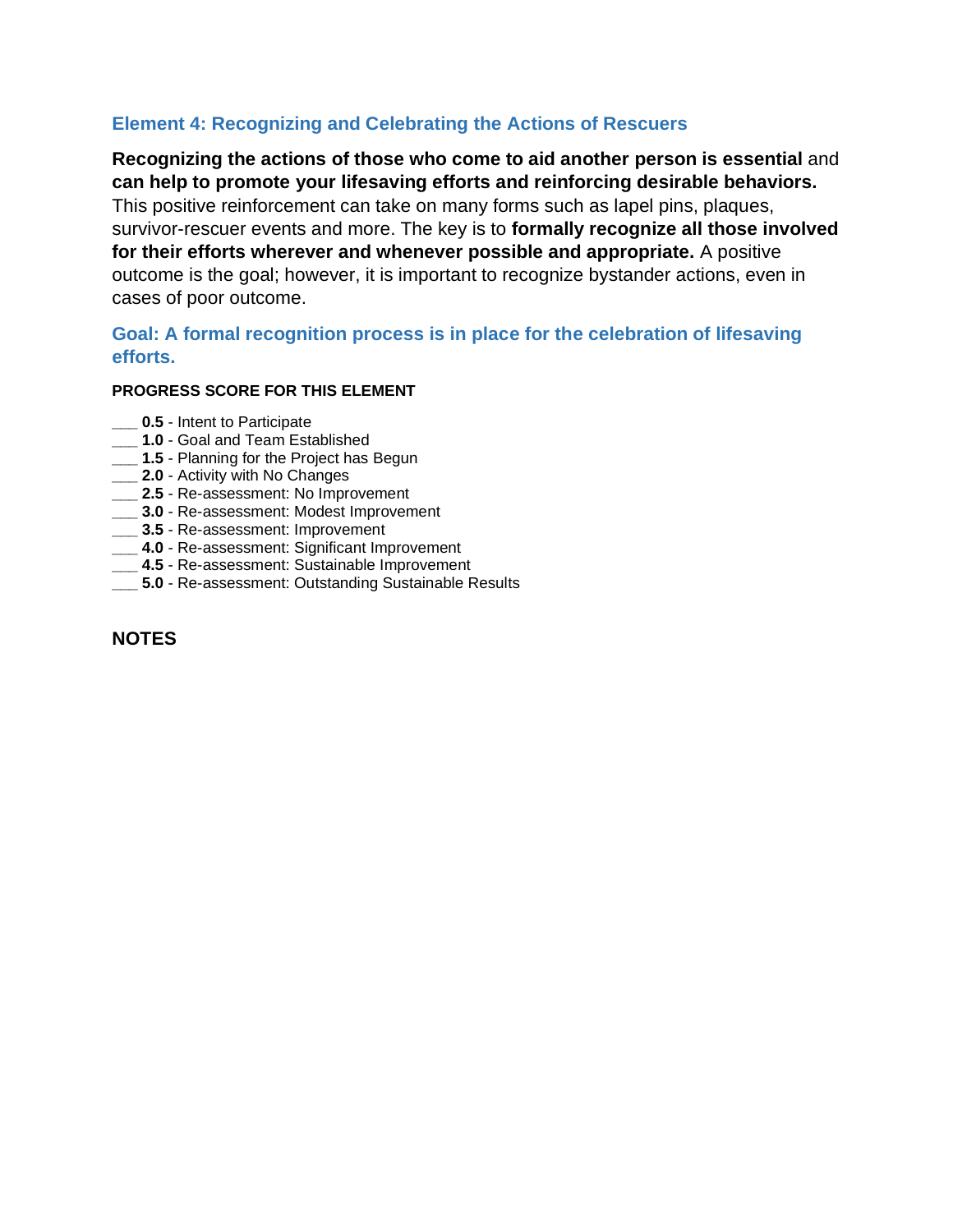## Element 4: Recognizing and Celebrating the Actions of Rescuers

**Recognizing the actions of those who come to aid another person is essential** and **can help to promote your lifesaving efforts and reinforcing desirable behaviors.** This positive reinforcement can take on many forms such as lapel pins, plaques, survivor-rescuer events and more. The key is to **formally recognize all those involved for their efforts wherever and whenever possible and appropriate.** A positive outcome is the goal; however, it is important to recognize bystander actions, even in cases of poor outcome.

### Goal: A formal recognition process is in place for the celebration of lifesaving efforts.

**PROGRESS SCORE FOR THIS ELEMENT**

___ **0.5** - Intent to Participate
___ **1.0** - Goal and Team Established
___ **1.5** - Planning for the Project has Begun
___ **2.0** - Activity with No Changes
___ **2.5** - Re-assessment: No Improvement
___ **3.0** - Re-assessment: Modest Improvement
___ **3.5** - Re-assessment: Improvement
___ **4.0** - Re-assessment: Significant Improvement
___ **4.5** - Re-assessment: Sustainable Improvement
___ **5.0** - Re-assessment: Outstanding Sustainable Results

**NOTES**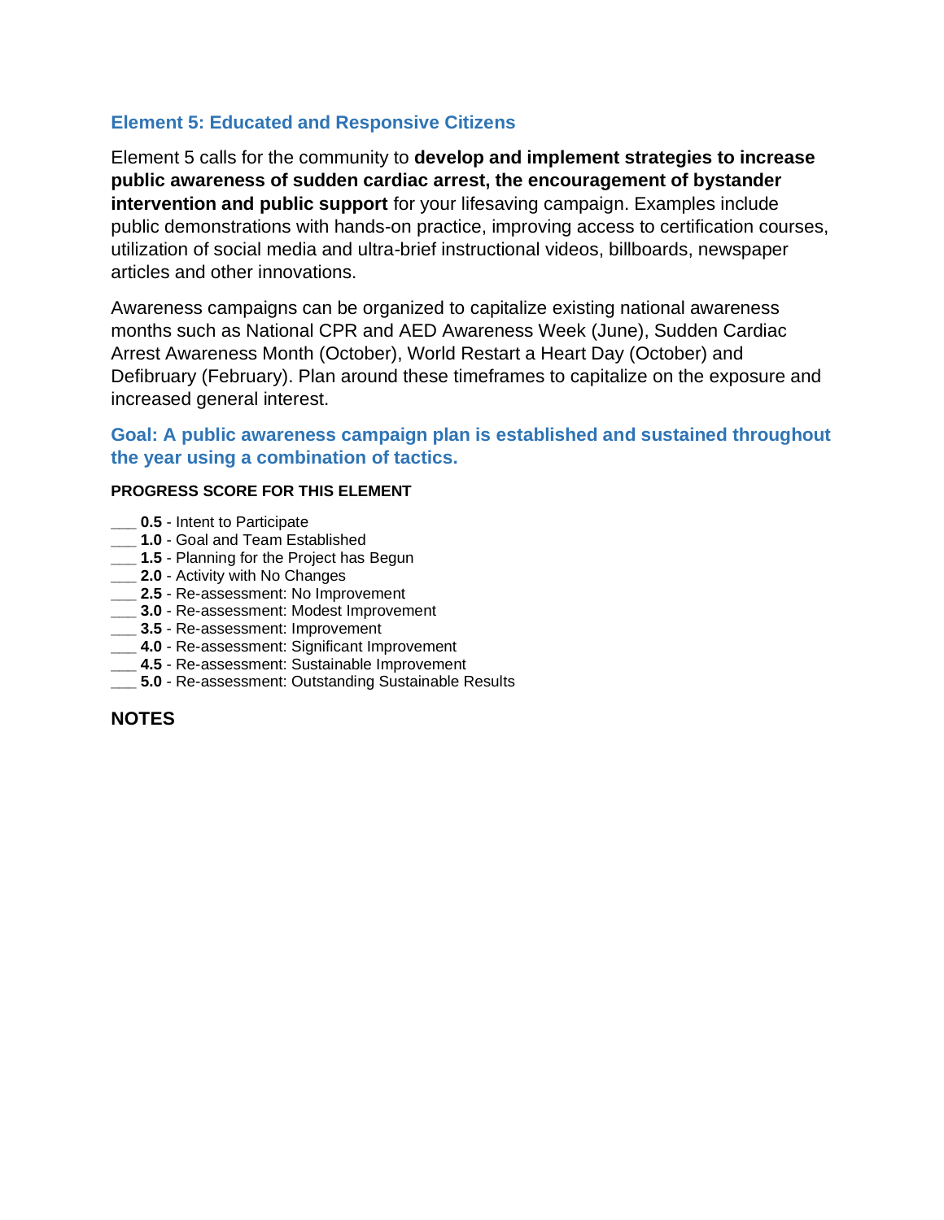### Element 5: Educated and Responsive Citizens

Element 5 calls for the community to **develop and implement strategies to increase public awareness of sudden cardiac arrest, the encouragement of bystander intervention and public support** for your lifesaving campaign. Examples include public demonstrations with hands-on practice, improving access to certification courses, utilization of social media and ultra-brief instructional videos, billboards, newspaper articles and other innovations.

Awareness campaigns can be organized to capitalize existing national awareness months such as National CPR and AED Awareness Week (June), Sudden Cardiac Arrest Awareness Month (October), World Restart a Heart Day (October) and Defibruary (February). Plan around these timeframes to capitalize on the exposure and increased general interest.

### Goal: A public awareness campaign plan is established and sustained throughout the year using a combination of tactics.

**PROGRESS SCORE FOR THIS ELEMENT**

___ **0.5** - Intent to Participate
___ **1.0** - Goal and Team Established
___ **1.5** - Planning for the Project has Begun
___ **2.0** - Activity with No Changes
___ **2.5** - Re-assessment: No Improvement
___ **3.0** - Re-assessment: Modest Improvement
___ **3.5** - Re-assessment: Improvement
___ **4.0** - Re-assessment: Significant Improvement
___ **4.5** - Re-assessment: Sustainable Improvement
___ **5.0** - Re-assessment: Outstanding Sustainable Results

**NOTES**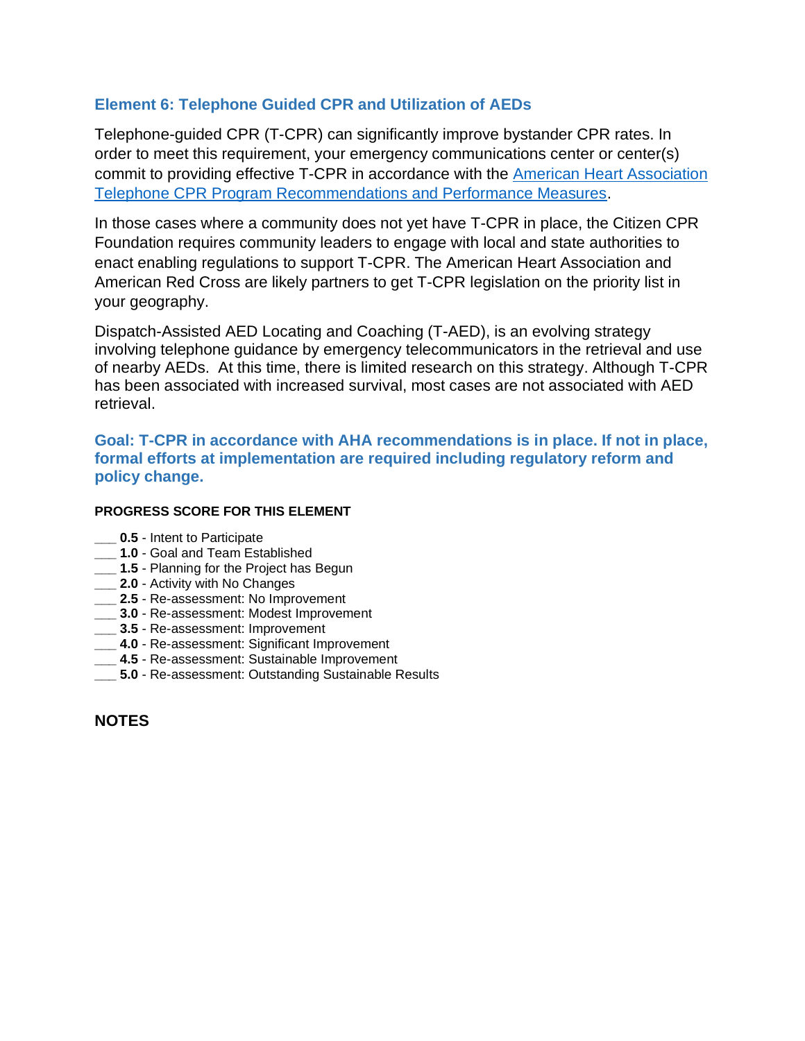## Element 6: Telephone Guided CPR and Utilization of AEDs

Telephone-guided CPR (T-CPR) can significantly improve bystander CPR rates. In order to meet this requirement, your emergency communications center or center(s) commit to providing effective T-CPR in accordance with the [American Heart Association Telephone CPR Program Recommendations and Performance Measures]().

In those cases where a community does not yet have T-CPR in place, the Citizen CPR Foundation requires community leaders to engage with local and state authorities to enact enabling regulations to support T-CPR. The American Heart Association and American Red Cross are likely partners to get T-CPR legislation on the priority list in your geography.

Dispatch-Assisted AED Locating and Coaching (T-AED), is an evolving strategy involving telephone guidance by emergency telecommunicators in the retrieval and use of nearby AEDs. At this time, there is limited research on this strategy. Although T-CPR has been associated with increased survival, most cases are not associated with AED retrieval.

**Goal: T-CPR in accordance with AHA recommendations is in place. If not in place, formal efforts at implementation are required including regulatory reform and policy change.**

**PROGRESS SCORE FOR THIS ELEMENT**

___ **0.5** - Intent to Participate
___ **1.0** - Goal and Team Established
___ **1.5** - Planning for the Project has Begun
___ **2.0** - Activity with No Changes
___ **2.5** - Re-assessment: No Improvement
___ **3.0** - Re-assessment: Modest Improvement
___ **3.5** - Re-assessment: Improvement
___ **4.0** - Re-assessment: Significant Improvement
___ **4.5** - Re-assessment: Sustainable Improvement
___ **5.0** - Re-assessment: Outstanding Sustainable Results

**NOTES**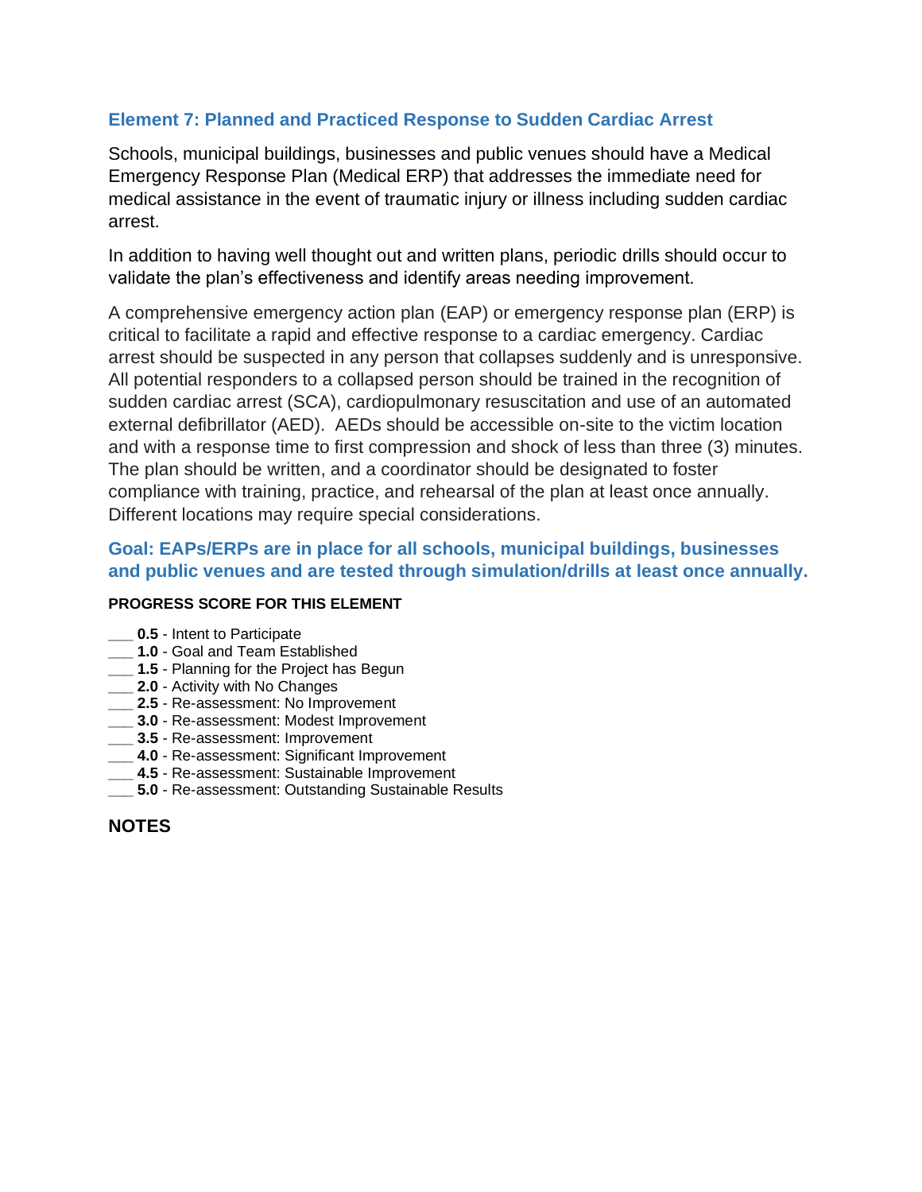### Element 7: Planned and Practiced Response to Sudden Cardiac Arrest

Schools, municipal buildings, businesses and public venues should have a Medical Emergency Response Plan (Medical ERP) that addresses the immediate need for medical assistance in the event of traumatic injury or illness including sudden cardiac arrest.

In addition to having well thought out and written plans, periodic drills should occur to validate the plan's effectiveness and identify areas needing improvement.

A comprehensive emergency action plan (EAP) or emergency response plan (ERP) is critical to facilitate a rapid and effective response to a cardiac emergency. Cardiac arrest should be suspected in any person that collapses suddenly and is unresponsive. All potential responders to a collapsed person should be trained in the recognition of sudden cardiac arrest (SCA), cardiopulmonary resuscitation and use of an automated external defibrillator (AED). AEDs should be accessible on-site to the victim location and with a response time to first compression and shock of less than three (3) minutes. The plan should be written, and a coordinator should be designated to foster compliance with training, practice, and rehearsal of the plan at least once annually. Different locations may require special considerations.

**Goal: EAPs/ERPs are in place for all schools, municipal buildings, businesses and public venues and are tested through simulation/drills at least once annually.**

**PROGRESS SCORE FOR THIS ELEMENT**

___ **0.5** - Intent to Participate
___ **1.0** - Goal and Team Established
___ **1.5** - Planning for the Project has Begun
___ **2.0** - Activity with No Changes
___ **2.5** - Re-assessment: No Improvement
___ **3.0** - Re-assessment: Modest Improvement
___ **3.5** - Re-assessment: Improvement
___ **4.0** - Re-assessment: Significant Improvement
___ **4.5** - Re-assessment: Sustainable Improvement
___ **5.0** - Re-assessment: Outstanding Sustainable Results

**NOTES**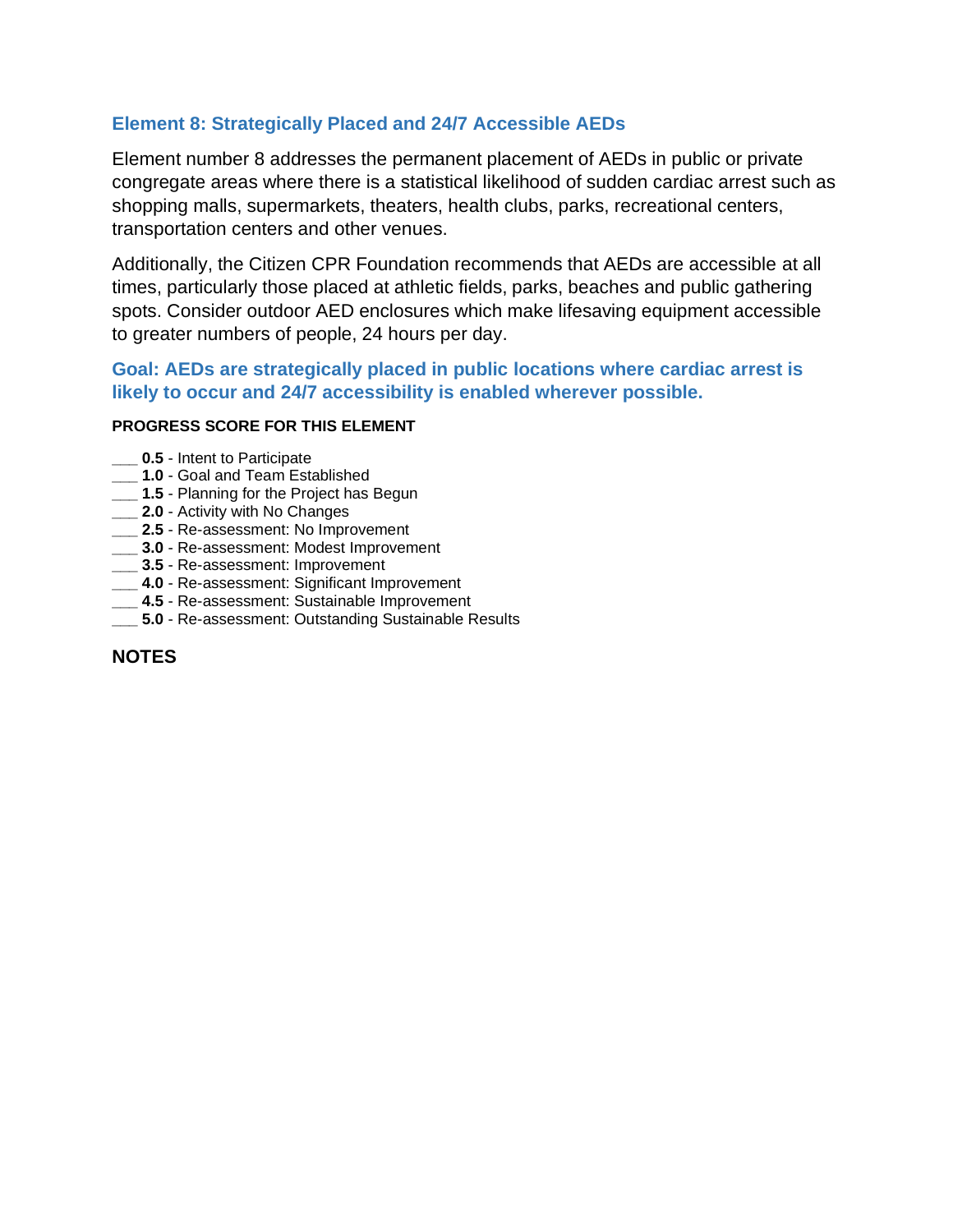### Element 8: Strategically Placed and 24/7 Accessible AEDs

Element number 8 addresses the permanent placement of AEDs in public or private congregate areas where there is a statistical likelihood of sudden cardiac arrest such as shopping malls, supermarkets, theaters, health clubs, parks, recreational centers, transportation centers and other venues.

Additionally, the Citizen CPR Foundation recommends that AEDs are accessible at all times, particularly those placed at athletic fields, parks, beaches and public gathering spots. Consider outdoor AED enclosures which make lifesaving equipment accessible to greater numbers of people, 24 hours per day.

**Goal: AEDs are strategically placed in public locations where cardiac arrest is likely to occur and 24/7 accessibility is enabled wherever possible.**

**PROGRESS SCORE FOR THIS ELEMENT**

___ **0.5** - Intent to Participate
___ **1.0** - Goal and Team Established
___ **1.5** - Planning for the Project has Begun
___ **2.0** - Activity with No Changes
___ **2.5** - Re-assessment: No Improvement
___ **3.0** - Re-assessment: Modest Improvement
___ **3.5** - Re-assessment: Improvement
___ **4.0** - Re-assessment: Significant Improvement
___ **4.5** - Re-assessment: Sustainable Improvement
___ **5.0** - Re-assessment: Outstanding Sustainable Results

**NOTES**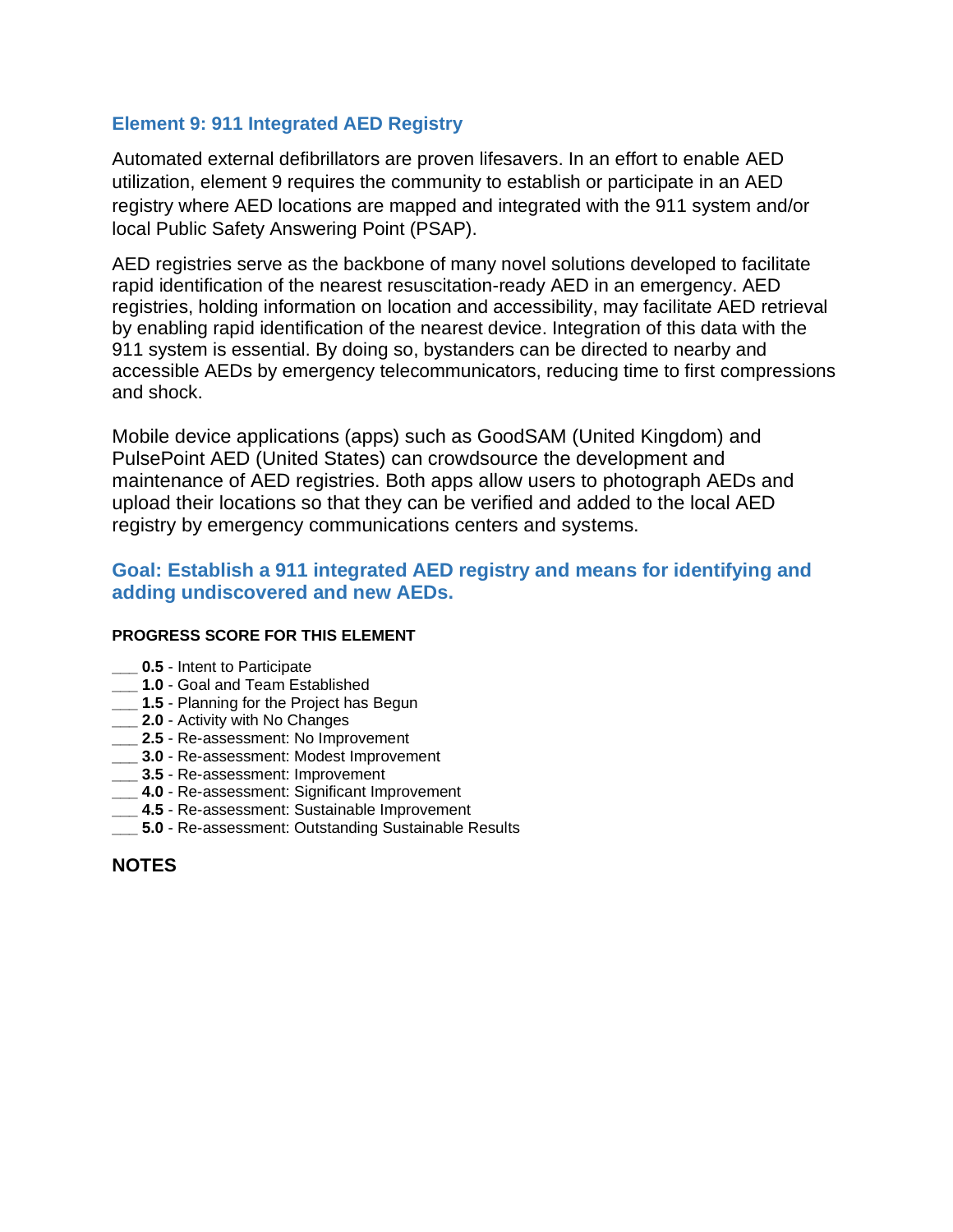## Element 9: 911 Integrated AED Registry

Automated external defibrillators are proven lifesavers. In an effort to enable AED utilization, element 9 requires the community to establish or participate in an AED registry where AED locations are mapped and integrated with the 911 system and/or local Public Safety Answering Point (PSAP).

AED registries serve as the backbone of many novel solutions developed to facilitate rapid identification of the nearest resuscitation-ready AED in an emergency. AED registries, holding information on location and accessibility, may facilitate AED retrieval by enabling rapid identification of the nearest device. Integration of this data with the 911 system is essential. By doing so, bystanders can be directed to nearby and accessible AEDs by emergency telecommunicators, reducing time to first compressions and shock.

Mobile device applications (apps) such as GoodSAM (United Kingdom) and PulsePoint AED (United States) can crowdsource the development and maintenance of AED registries. Both apps allow users to photograph AEDs and upload their locations so that they can be verified and added to the local AED registry by emergency communications centers and systems.

### Goal: Establish a 911 integrated AED registry and means for identifying and adding undiscovered and new AEDs.

**PROGRESS SCORE FOR THIS ELEMENT**

___ **0.5** - Intent to Participate
___ **1.0** - Goal and Team Established
___ **1.5** - Planning for the Project has Begun
___ **2.0** - Activity with No Changes
___ **2.5** - Re-assessment: No Improvement
___ **3.0** - Re-assessment: Modest Improvement
___ **3.5** - Re-assessment: Improvement
___ **4.0** - Re-assessment: Significant Improvement
___ **4.5** - Re-assessment: Sustainable Improvement
___ **5.0** - Re-assessment: Outstanding Sustainable Results

**NOTES**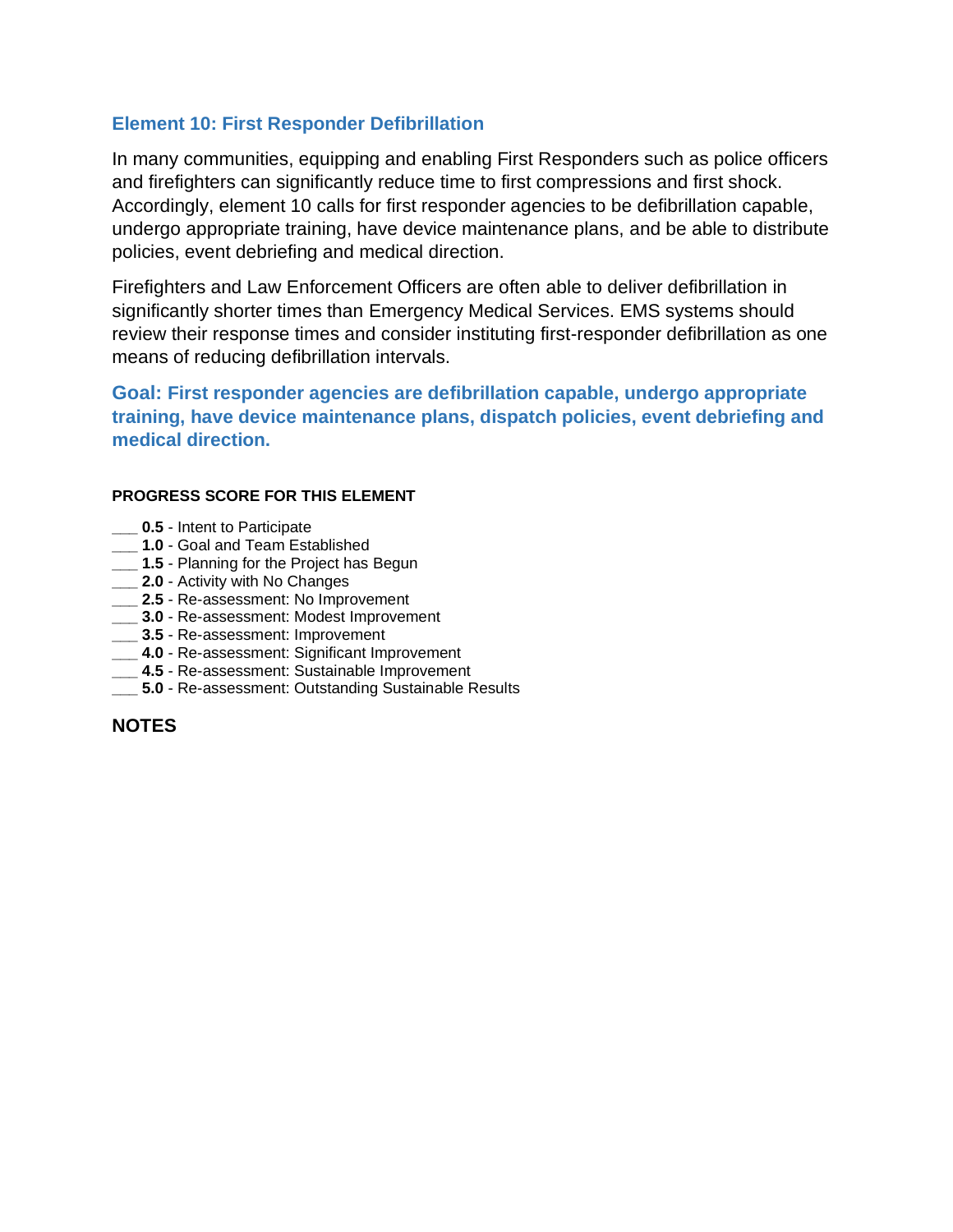### Element 10: First Responder Defibrillation

In many communities, equipping and enabling First Responders such as police officers and firefighters can significantly reduce time to first compressions and first shock. Accordingly, element 10 calls for first responder agencies to be defibrillation capable, undergo appropriate training, have device maintenance plans, and be able to distribute policies, event debriefing and medical direction.

Firefighters and Law Enforcement Officers are often able to deliver defibrillation in significantly shorter times than Emergency Medical Services. EMS systems should review their response times and consider instituting first-responder defibrillation as one means of reducing defibrillation intervals.

**Goal: First responder agencies are defibrillation capable, undergo appropriate training, have device maintenance plans, dispatch policies, event debriefing and medical direction.**

**PROGRESS SCORE FOR THIS ELEMENT**

___ **0.5** - Intent to Participate
___ **1.0** - Goal and Team Established
___ **1.5** - Planning for the Project has Begun
___ **2.0** - Activity with No Changes
___ **2.5** - Re-assessment: No Improvement
___ **3.0** - Re-assessment: Modest Improvement
___ **3.5** - Re-assessment: Improvement
___ **4.0** - Re-assessment: Significant Improvement
___ **4.5** - Re-assessment: Sustainable Improvement
___ **5.0** - Re-assessment: Outstanding Sustainable Results

**NOTES**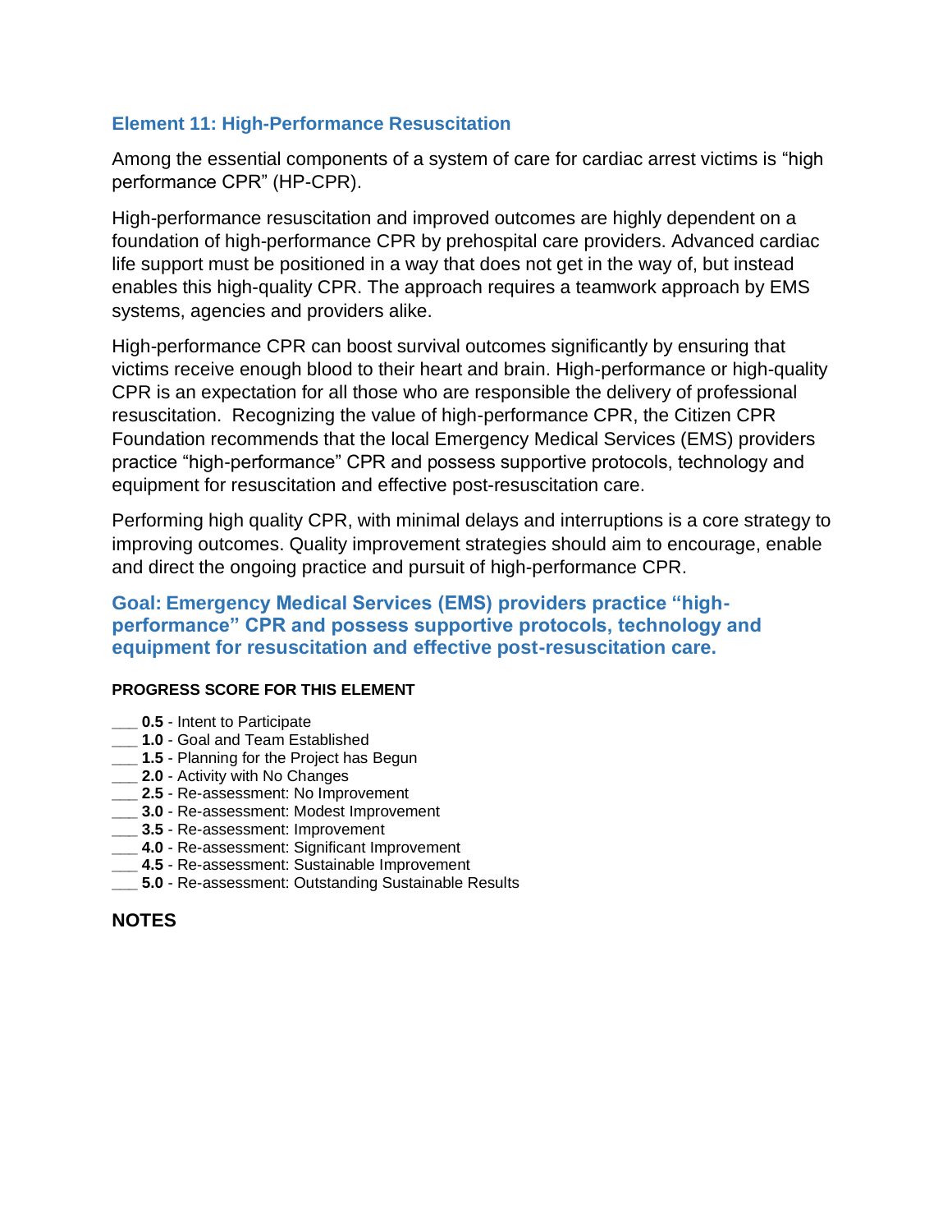## Element 11: High-Performance Resuscitation

Among the essential components of a system of care for cardiac arrest victims is "high performance CPR" (HP-CPR).

High-performance resuscitation and improved outcomes are highly dependent on a foundation of high-performance CPR by prehospital care providers. Advanced cardiac life support must be positioned in a way that does not get in the way of, but instead enables this high-quality CPR. The approach requires a teamwork approach by EMS systems, agencies and providers alike.

High-performance CPR can boost survival outcomes significantly by ensuring that victims receive enough blood to their heart and brain. High-performance or high-quality CPR is an expectation for all those who are responsible the delivery of professional resuscitation. Recognizing the value of high-performance CPR, the Citizen CPR Foundation recommends that the local Emergency Medical Services (EMS) providers practice "high-performance" CPR and possess supportive protocols, technology and equipment for resuscitation and effective post-resuscitation care.

Performing high quality CPR, with minimal delays and interruptions is a core strategy to improving outcomes. Quality improvement strategies should aim to encourage, enable and direct the ongoing practice and pursuit of high-performance CPR.

### Goal: Emergency Medical Services (EMS) providers practice "high-performance" CPR and possess supportive protocols, technology and equipment for resuscitation and effective post-resuscitation care.

**PROGRESS SCORE FOR THIS ELEMENT**

___ **0.5** - Intent to Participate
___ **1.0** - Goal and Team Established
___ **1.5** - Planning for the Project has Begun
___ **2.0** - Activity with No Changes
___ **2.5** - Re-assessment: No Improvement
___ **3.0** - Re-assessment: Modest Improvement
___ **3.5** - Re-assessment: Improvement
___ **4.0** - Re-assessment: Significant Improvement
___ **4.5** - Re-assessment: Sustainable Improvement
___ **5.0** - Re-assessment: Outstanding Sustainable Results

**NOTES**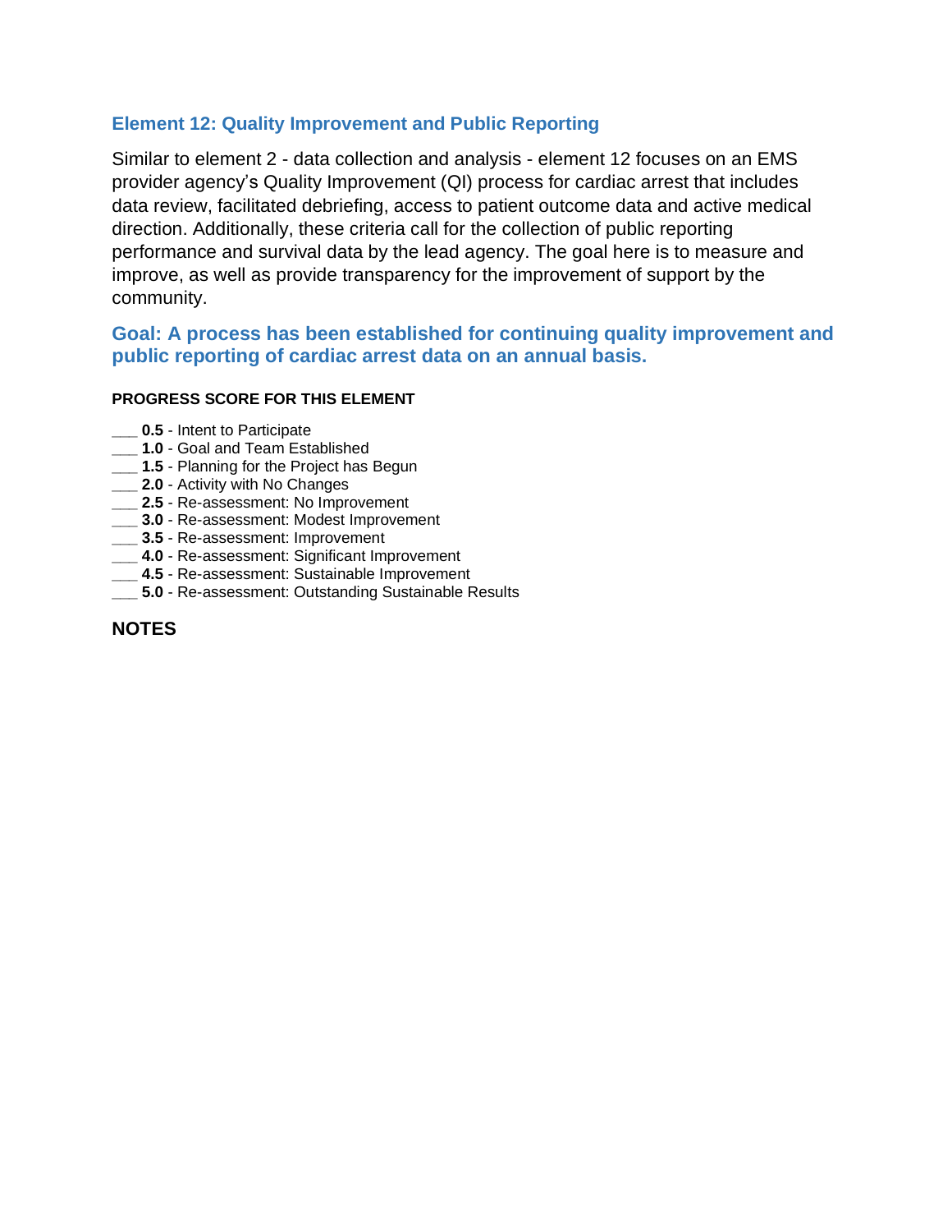## Element 12: Quality Improvement and Public Reporting

Similar to element 2 - data collection and analysis - element 12 focuses on an EMS provider agency's Quality Improvement (QI) process for cardiac arrest that includes data review, facilitated debriefing, access to patient outcome data and active medical direction. Additionally, these criteria call for the collection of public reporting performance and survival data by the lead agency. The goal here is to measure and improve, as well as provide transparency for the improvement of support by the community.

### Goal: A process has been established for continuing quality improvement and public reporting of cardiac arrest data on an annual basis.

**PROGRESS SCORE FOR THIS ELEMENT**

___ **0.5** - Intent to Participate
___ **1.0** - Goal and Team Established
___ **1.5** - Planning for the Project has Begun
___ **2.0** - Activity with No Changes
___ **2.5** - Re-assessment: No Improvement
___ **3.0** - Re-assessment: Modest Improvement
___ **3.5** - Re-assessment: Improvement
___ **4.0** - Re-assessment: Significant Improvement
___ **4.5** - Re-assessment: Sustainable Improvement
___ **5.0** - Re-assessment: Outstanding Sustainable Results

### NOTES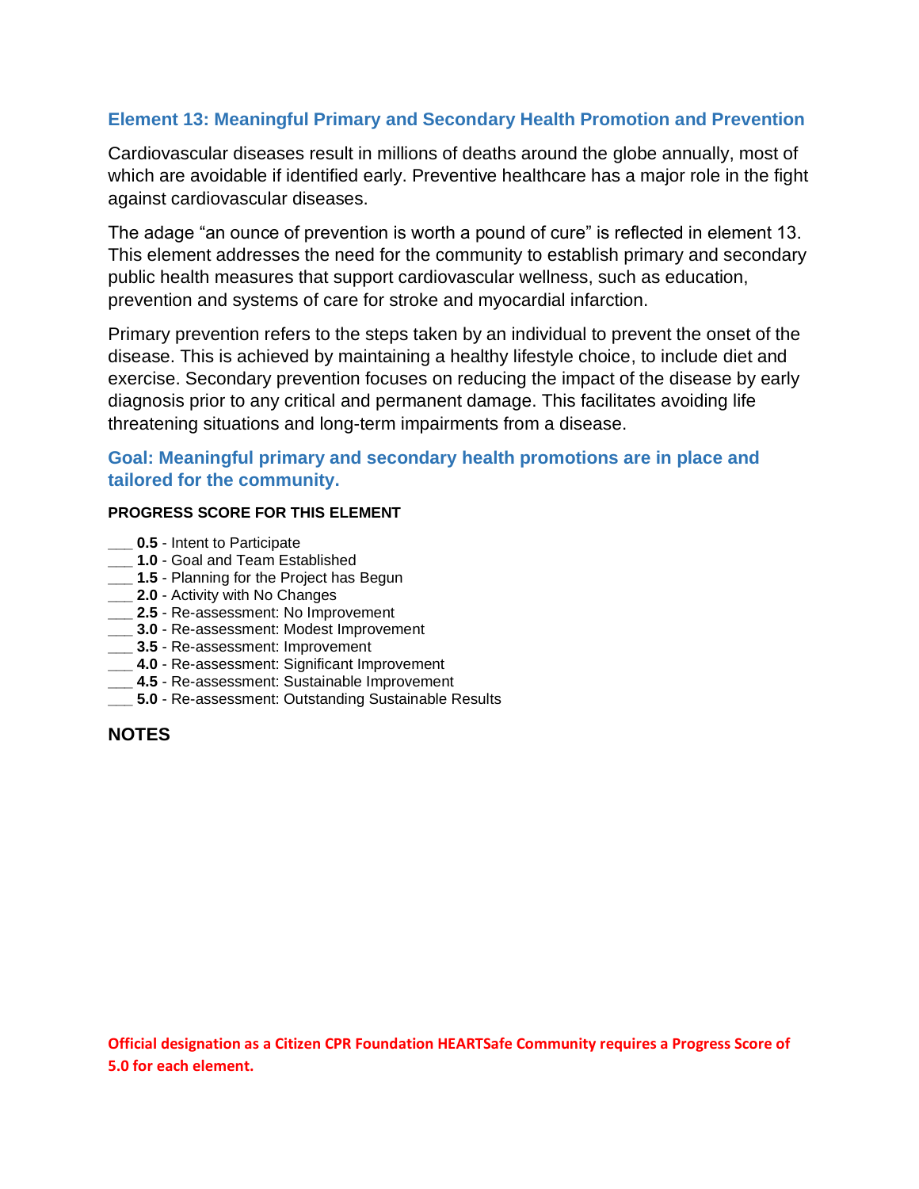## Element 13: Meaningful Primary and Secondary Health Promotion and Prevention

Cardiovascular diseases result in millions of deaths around the globe annually, most of which are avoidable if identified early. Preventive healthcare has a major role in the fight against cardiovascular diseases.

The adage "an ounce of prevention is worth a pound of cure" is reflected in element 13. This element addresses the need for the community to establish primary and secondary public health measures that support cardiovascular wellness, such as education, prevention and systems of care for stroke and myocardial infarction.

Primary prevention refers to the steps taken by an individual to prevent the onset of the disease. This is achieved by maintaining a healthy lifestyle choice, to include diet and exercise. Secondary prevention focuses on reducing the impact of the disease by early diagnosis prior to any critical and permanent damage. This facilitates avoiding life threatening situations and long-term impairments from a disease.

### Goal: Meaningful primary and secondary health promotions are in place and tailored for the community.

**PROGRESS SCORE FOR THIS ELEMENT**

___ **0.5** - Intent to Participate
___ **1.0** - Goal and Team Established
___ **1.5** - Planning for the Project has Begun
___ **2.0** - Activity with No Changes
___ **2.5** - Re-assessment: No Improvement
___ **3.0** - Re-assessment: Modest Improvement
___ **3.5** - Re-assessment: Improvement
___ **4.0** - Re-assessment: Significant Improvement
___ **4.5** - Re-assessment: Sustainable Improvement
___ **5.0** - Re-assessment: Outstanding Sustainable Results

**NOTES**

**Official designation as a Citizen CPR Foundation HEARTSafe Community requires a Progress Score of 5.0 for each element.**